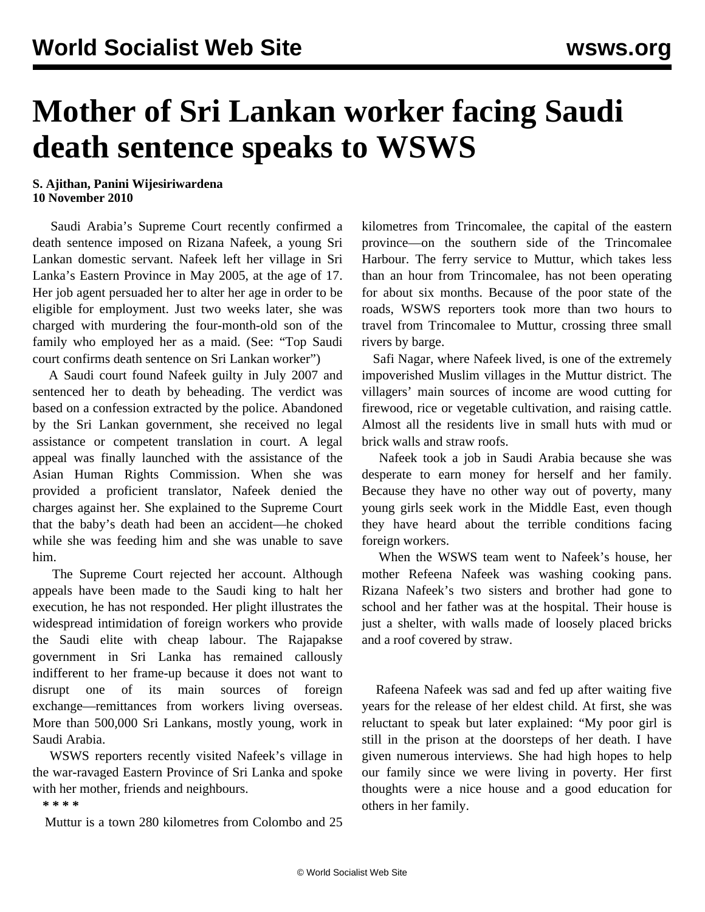# Mother of Sri Lankan worker facing Saudi death sentence speaks to WSWS

**S. Ajithan, Panini Wijesiriwardena**
**10 November 2010**

Saudi Arabia's Supreme Court recently confirmed a death sentence imposed on Rizana Nafeek, a young Sri Lankan domestic servant. Nafeek left her village in Sri Lanka's Eastern Province in May 2005, at the age of 17. Her job agent persuaded her to alter her age in order to be eligible for employment. Just two weeks later, she was charged with murdering the four-month-old son of the family who employed her as a maid. (See: "Top Saudi court confirms death sentence on Sri Lankan worker")

A Saudi court found Nafeek guilty in July 2007 and sentenced her to death by beheading. The verdict was based on a confession extracted by the police. Abandoned by the Sri Lankan government, she received no legal assistance or competent translation in court. A legal appeal was finally launched with the assistance of the Asian Human Rights Commission. When she was provided a proficient translator, Nafeek denied the charges against her. She explained to the Supreme Court that the baby's death had been an accident—he choked while she was feeding him and she was unable to save him.

The Supreme Court rejected her account. Although appeals have been made to the Saudi king to halt her execution, he has not responded. Her plight illustrates the widespread intimidation of foreign workers who provide the Saudi elite with cheap labour. The Rajapakse government in Sri Lanka has remained callously indifferent to her frame-up because it does not want to disrupt one of its main sources of foreign exchange—remittances from workers living overseas. More than 500,000 Sri Lankans, mostly young, work in Saudi Arabia.

WSWS reporters recently visited Nafeek's village in the war-ravaged Eastern Province of Sri Lanka and spoke with her mother, friends and neighbours.

**\* \* \* \***

Muttur is a town 280 kilometres from Colombo and 25 kilometres from Trincomalee, the capital of the eastern province—on the southern side of the Trincomalee Harbour. The ferry service to Muttur, which takes less than an hour from Trincomalee, has not been operating for about six months. Because of the poor state of the roads, WSWS reporters took more than two hours to travel from Trincomalee to Muttur, crossing three small rivers by barge.

Safi Nagar, where Nafeek lived, is one of the extremely impoverished Muslim villages in the Muttur district. The villagers' main sources of income are wood cutting for firewood, rice or vegetable cultivation, and raising cattle. Almost all the residents live in small huts with mud or brick walls and straw roofs.

Nafeek took a job in Saudi Arabia because she was desperate to earn money for herself and her family. Because they have no other way out of poverty, many young girls seek work in the Middle East, even though they have heard about the terrible conditions facing foreign workers.

When the WSWS team went to Nafeek's house, her mother Refeena Nafeek was washing cooking pans. Rizana Nafeek's two sisters and brother had gone to school and her father was at the hospital. Their house is just a shelter, with walls made of loosely placed bricks and a roof covered by straw.

Rafeena Nafeek was sad and fed up after waiting five years for the release of her eldest child. At first, she was reluctant to speak but later explained: "My poor girl is still in the prison at the doorsteps of her death. I have given numerous interviews. She had high hopes to help our family since we were living in poverty. Her first thoughts were a nice house and a good education for others in her family.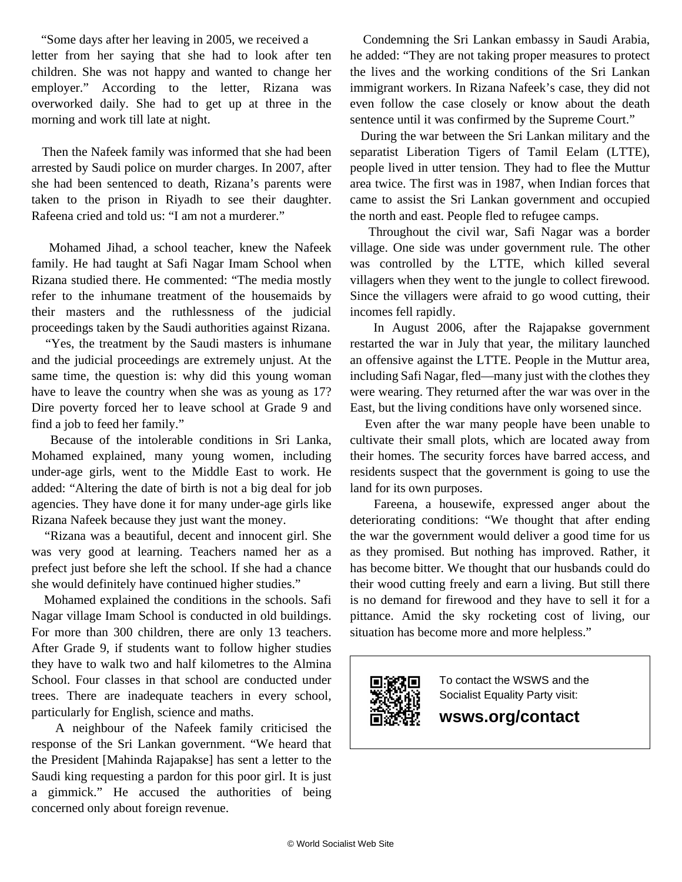"Some days after her leaving in 2005, we received a letter from her saying that she had to look after ten children. She was not happy and wanted to change her employer." According to the letter, Rizana was overworked daily. She had to get up at three in the morning and work till late at night.

Then the Nafeek family was informed that she had been arrested by Saudi police on murder charges. In 2007, after she had been sentenced to death, Rizana's parents were taken to the prison in Riyadh to see their daughter. Rafeena cried and told us: "I am not a murderer."

Mohamed Jihad, a school teacher, knew the Nafeek family. He had taught at Safi Nagar Imam School when Rizana studied there. He commented: "The media mostly refer to the inhumane treatment of the housemaids by their masters and the ruthlessness of the judicial proceedings taken by the Saudi authorities against Rizana.

"Yes, the treatment by the Saudi masters is inhumane and the judicial proceedings are extremely unjust. At the same time, the question is: why did this young woman have to leave the country when she was as young as 17? Dire poverty forced her to leave school at Grade 9 and find a job to feed her family."

Because of the intolerable conditions in Sri Lanka, Mohamed explained, many young women, including under-age girls, went to the Middle East to work. He added: "Altering the date of birth is not a big deal for job agencies. They have done it for many under-age girls like Rizana Nafeek because they just want the money.

"Rizana was a beautiful, decent and innocent girl. She was very good at learning. Teachers named her as a prefect just before she left the school. If she had a chance she would definitely have continued higher studies."

Mohamed explained the conditions in the schools. Safi Nagar village Imam School is conducted in old buildings. For more than 300 children, there are only 13 teachers. After Grade 9, if students want to follow higher studies they have to walk two and half kilometres to the Almina School. Four classes in that school are conducted under trees. There are inadequate teachers in every school, particularly for English, science and maths.

A neighbour of the Nafeek family criticised the response of the Sri Lankan government. "We heard that the President [Mahinda Rajapakse] has sent a letter to the Saudi king requesting a pardon for this poor girl. It is just a gimmick." He accused the authorities of being concerned only about foreign revenue.

Condemning the Sri Lankan embassy in Saudi Arabia, he added: "They are not taking proper measures to protect the lives and the working conditions of the Sri Lankan immigrant workers. In Rizana Nafeek's case, they did not even follow the case closely or know about the death sentence until it was confirmed by the Supreme Court."

During the war between the Sri Lankan military and the separatist Liberation Tigers of Tamil Eelam (LTTE), people lived in utter tension. They had to flee the Muttur area twice. The first was in 1987, when Indian forces that came to assist the Sri Lankan government and occupied the north and east. People fled to refugee camps.

Throughout the civil war, Safi Nagar was a border village. One side was under government rule. The other was controlled by the LTTE, which killed several villagers when they went to the jungle to collect firewood. Since the villagers were afraid to go wood cutting, their incomes fell rapidly.

In August 2006, after the Rajapakse government restarted the war in July that year, the military launched an offensive against the LTTE. People in the Muttur area, including Safi Nagar, fled—many just with the clothes they were wearing. They returned after the war was over in the East, but the living conditions have only worsened since.

Even after the war many people have been unable to cultivate their small plots, which are located away from their homes. The security forces have barred access, and residents suspect that the government is going to use the land for its own purposes.

Fareena, a housewife, expressed anger about the deteriorating conditions: "We thought that after ending the war the government would deliver a good time for us as they promised. But nothing has improved. Rather, it has become bitter. We thought that our husbands could do their wood cutting freely and earn a living. But still there is no demand for firewood and they have to sell it for a pittance. Amid the sky rocketing cost of living, our situation has become more and more helpless."

To contact the WSWS and the Socialist Equality Party visit:

**wsws.org/contact**